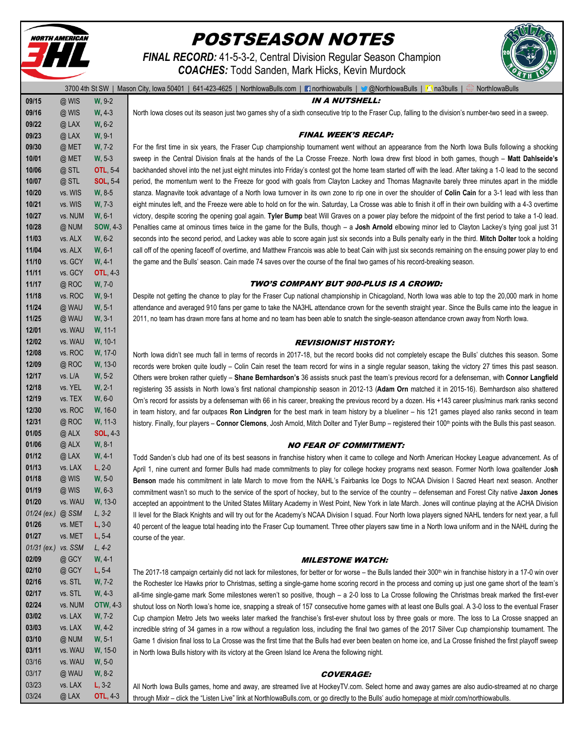# POSTSEASON NOTES

***FINAL RECORD:*** 41-5-3-2, Central Division Regular Season Champion

***COACHES:*** Todd Sanden, Mark Hicks, Kevin Murdock

3700 4th St SW | Mason City, Iowa 50401 | 641-423-4625 | NorthIowaBulls.com | northiowabulls | @NorthIowaBulls | na3bulls | NorthIowaBulls

| Date | Opponent | Result |
|---|---|---|
| 09/15 | @ WIS | **W**, 9-2 |
| 09/16 | @ WIS | **W**, 4-3 |
| 09/22 | @ LAX | **W**, 6-2 |
| 09/23 | @ LAX | **W**, 9-1 |
| 09/30 | @ MET | **W**, 7-2 |
| 10/01 | @ MET | **W**, 5-3 |
| 10/06 | @ STL | **OTL**, 5-4 |
| 10/07 | @ STL | **SOL**, 5-4 |
| 10/20 | vs. WIS | **W**, 8-5 |
| 10/21 | vs. WIS | **W**, 7-3 |
| 10/27 | vs. NUM | **W**, 6-1 |
| 10/28 | @ NUM | **SOW**, 4-3 |
| 11/03 | vs. ALX | **W**, 6-2 |
| 11/04 | vs. ALX | **W**, 6-1 |
| 11/10 | vs. GCY | **W**, 4-1 |
| 11/11 | vs. GCY | **OTL**, 4-3 |
| 11/17 | @ ROC | **W**, 7-0 |
| 11/18 | vs. ROC | **W**, 9-1 |
| 11/24 | @ WAU | **W**, 5-1 |
| 11/25 | @ WAU | **W**, 3-1 |
| 12/01 | vs. WAU | **W**, 11-1 |
| 12/02 | vs. WAU | **W**, 10-1 |
| 12/08 | vs. ROC | **W**, 17-0 |
| 12/09 | @ ROC | **W**, 13-0 |
| 12/17 | vs. L/A | **W**, 5-2 |
| 12/18 | vs. YEL | **W**, 2-1 |
| 12/19 | vs. TEX | **W**, 6-0 |
| 12/30 | vs. ROC | **W**, 16-0 |
| 12/31 | @ ROC | **W**, 11-3 |
| 01/05 | @ ALX | **SOL**, 4-3 |
| 01/06 | @ ALX | **W**, 8-1 |
| 01/12 | @ LAX | **W**, 4-1 |
| 01/13 | vs. LAX | **L**, 2-0 |
| 01/18 | @ WIS | **W**, 5-0 |
| 01/19 | @ WIS | **W**, 6-3 |
| 01/20 | vs. WAU | **W**, 13-0 |
| *01/24 (ex.)* | *@ SSM* | *L, 3-2* |
| 01/26 | vs. MET | **L**, 3-0 |
| 01/27 | vs. MET | **L**, 5-4 |
| *01/31 (ex.)* | *vs. SSM* | *L, 4-2* |
| 02/09 | @ GCY | **W**, 4-1 |
| 02/10 | @ GCY | **L**, 5-4 |
| 02/16 | vs. STL | **W**, 7-2 |
| 02/17 | vs. STL | **W**, 4-3 |
| 02/24 | vs. NUM | **OTW**, 4-3 |
| 03/02 | vs. LAX | **W**, 7-2 |
| 03/03 | vs. LAX | **W**, 4-2 |
| 03/10 | @ NUM | **W**, 5-1 |
| 03/11 | vs. WAU | **W**, 15-0 |
| 03/16 | vs. WAU | **W**, 5-0 |
| 03/17 | @ WAU | **W**, 8-2 |
| 03/23 | vs. LAX | **L**, 3-2 |
| 03/24 | @ LAX | **OTL**, 4-3 |

### IN A NUTSHELL:

North Iowa closes out its season just two games shy of a sixth consecutive trip to the Fraser Cup, falling to the division's number-two seed in a sweep.

### FINAL WEEK'S RECAP:

For the first time in six years, the Fraser Cup championship tournament went without an appearance from the North Iowa Bulls following a shocking sweep in the Central Division finals at the hands of the La Crosse Freeze. North Iowa drew first blood in both games, though – **Matt Dahlseide's** backhanded shovel into the net just eight minutes into Friday's contest got the home team started off with the lead. After taking a 1-0 lead to the second period, the momentum went to the Freeze for good with goals from Clayton Lackey and Thomas Magnavite barely three minutes apart in the middle stanza. Magnavite took advantage of a North Iowa turnover in its own zone to rip one in over the shoulder of **Colin Cain** for a 3-1 lead with less than eight minutes left, and the Freeze were able to hold on for the win. Saturday, La Crosse was able to finish it off in their own building with a 4-3 overtime victory, despite scoring the opening goal again. **Tyler Bump** beat Will Graves on a power play before the midpoint of the first period to take a 1-0 lead. Penalties came at ominous times twice in the game for the Bulls, though – a **Josh Arnold** elbowing minor led to Clayton Lackey's tying goal just 31 seconds into the second period, and Lackey was able to score again just six seconds into a Bulls penalty early in the third. **Mitch Dolter** took a holding call off of the opening faceoff of overtime, and Matthew Francois was able to beat Cain with just six seconds remaining on the ensuing power play to end the game and the Bulls' season. Cain made 74 saves over the course of the final two games of his record-breaking season.

### TWO'S COMPANY BUT 900-PLUS IS A CROWD:

Despite not getting the chance to play for the Fraser Cup national championship in Chicagoland, North Iowa was able to top the 20,000 mark in home attendance and averaged 910 fans per game to take the NA3HL attendance crown for the seventh straight year. Since the Bulls came into the league in 2011, no team has drawn more fans at home and no team has been able to snatch the single-season attendance crown away from North Iowa.

### REVISIONIST HISTORY:

North Iowa didn't see much fall in terms of records in 2017-18, but the record books did not completely escape the Bulls' clutches this season. Some records were broken quite loudly – Colin Cain reset the team record for wins in a single regular season, taking the victory 27 times this past season. Others were broken rather quietly – **Shane Bernhardson's** 36 assists snuck past the team's previous record for a defenseman, with **Connor Langfield** registering 35 assists in North Iowa's first national championship season in 2012-13 (**Adam Orn** matched it in 2015-16). Bernhardson also shattered Orn's record for assists by a defenseman with 66 in his career, breaking the previous record by a dozen. His +143 career plus/minus mark ranks second in team history, and far outpaces **Ron Lindgren** for the best mark in team history by a blueliner – his 121 games played also ranks second in team history. Finally, four players – **Connor Clemons**, Josh Arnold, Mitch Dolter and Tyler Bump – registered their 100th points with the Bulls this past season.

### NO FEAR OF COMMITMENT:

Todd Sanden's club had one of its best seasons in franchise history when it came to college and North American Hockey League advancement. As of April 1, nine current and former Bulls had made commitments to play for college hockey programs next season. Former North Iowa goaltender Jo**sh Benson** made his commitment in late March to move from the NAHL's Fairbanks Ice Dogs to NCAA Division I Sacred Heart next season. Another commitment wasn't so much to the service of the sport of hockey, but to the service of the country – defenseman and Forest City native **Jaxon Jones** accepted an appointment to the United States Military Academy in West Point, New York in late March. Jones will continue playing at the ACHA Division II level for the Black Knights and will try out for the Academy's NCAA Division I squad. Four North Iowa players signed NAHL tenders for next year, a full 40 percent of the league total heading into the Fraser Cup tournament. Three other players saw time in a North Iowa uniform and in the NAHL during the course of the year.

### MILESTONE WATCH:

The 2017-18 campaign certainly did not lack for milestones, for better or for worse – the Bulls landed their 300th win in franchise history in a 17-0 win over the Rochester Ice Hawks prior to Christmas, setting a single-game home scoring record in the process and coming up just one game short of the team's all-time single-game mark Some milestones weren't so positive, though – a 2-0 loss to La Crosse following the Christmas break marked the first-ever shutout loss on North Iowa's home ice, snapping a streak of 157 consecutive home games with at least one Bulls goal. A 3-0 loss to the eventual Fraser Cup champion Metro Jets two weeks later marked the franchise's first-ever shutout loss by three goals or more. The loss to La Crosse snapped an incredible string of 34 games in a row without a regulation loss, including the final two games of the 2017 Silver Cup championship tournament. The Game 1 division final loss to La Crosse was the first time that the Bulls had ever been beaten on home ice, and La Crosse finished the first playoff sweep in North Iowa Bulls history with its victory at the Green Island Ice Arena the following night.

### COVERAGE:

All North Iowa Bulls games, home and away, are streamed live at HockeyTV.com. Select home and away games are also audio-streamed at no charge through Mixlr – click the "Listen Live" link at NorthIowaBulls.com, or go directly to the Bulls' audio homepage at mixlr.com/northiowabulls.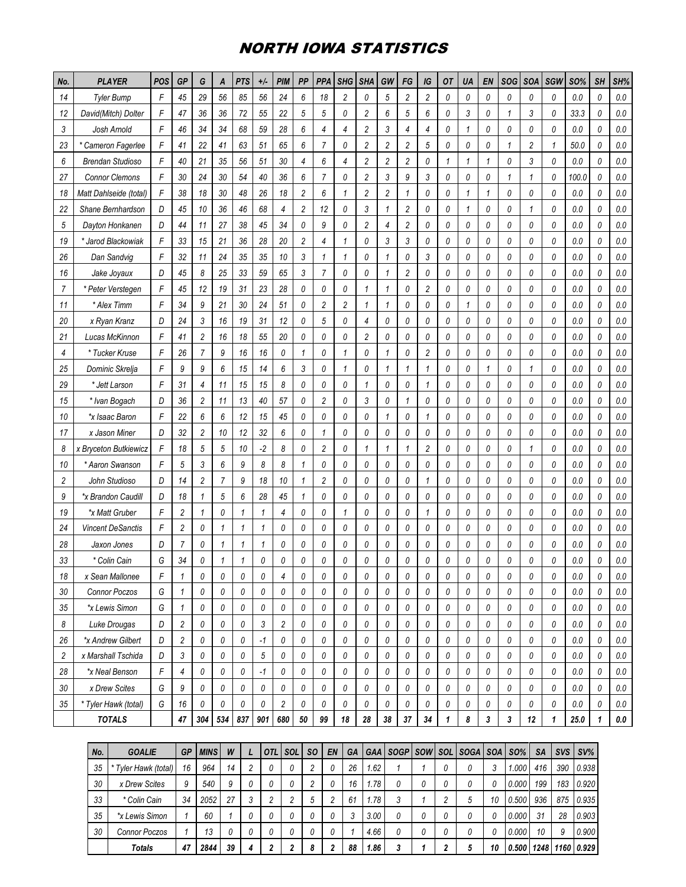# NORTH IOWA STATISTICS

| No. | PLAYER | POS | GP | G | A | PTS | +/- | PIM | PP | PPA | SHG | SHA | GW | FG | IG | OT | UA | EN | SOG | SOA | SGW | SO% | SH | SH% |
|---|---|---|---|---|---|---|---|---|---|---|---|---|---|---|---|---|---|---|---|---|---|---|---|---|
| 14 | Tyler Bump | F | 45 | 29 | 56 | 85 | 56 | 24 | 6 | 18 | 2 | 0 | 5 | 2 | 2 | 0 | 0 | 0 | 0 | 0 | 0 | 0.0 | 0 | 0.0 |
| 12 | David(Mitch) Dolter | F | 47 | 36 | 36 | 72 | 55 | 22 | 5 | 5 | 0 | 2 | 6 | 5 | 6 | 0 | 3 | 0 | 1 | 3 | 0 | 33.3 | 0 | 0.0 |
| 3 | Josh Arnold | F | 46 | 34 | 34 | 68 | 59 | 28 | 6 | 4 | 4 | 2 | 3 | 4 | 4 | 0 | 1 | 0 | 0 | 0 | 0 | 0.0 | 0 | 0.0 |
| 23 | * Cameron Fagerlee | F | 41 | 22 | 41 | 63 | 51 | 65 | 6 | 7 | 0 | 2 | 2 | 2 | 5 | 0 | 0 | 0 | 1 | 2 | 1 | 50.0 | 0 | 0.0 |
| 6 | Brendan Studioso | F | 40 | 21 | 35 | 56 | 51 | 30 | 4 | 6 | 4 | 2 | 2 | 2 | 0 | 1 | 1 | 1 | 0 | 3 | 0 | 0.0 | 0 | 0.0 |
| 27 | Connor Clemons | F | 30 | 24 | 30 | 54 | 40 | 36 | 6 | 7 | 0 | 2 | 3 | 9 | 3 | 0 | 0 | 0 | 1 | 1 | 0 | 100.0 | 0 | 0.0 |
| 18 | Matt Dahlseide (total) | F | 38 | 18 | 30 | 48 | 26 | 18 | 2 | 6 | 1 | 2 | 2 | 1 | 0 | 0 | 1 | 1 | 0 | 0 | 0 | 0.0 | 0 | 0.0 |
| 22 | Shane Bernhardson | D | 45 | 10 | 36 | 46 | 68 | 4 | 2 | 12 | 0 | 3 | 1 | 2 | 0 | 0 | 1 | 0 | 0 | 1 | 0 | 0.0 | 0 | 0.0 |
| 5 | Dayton Honkanen | D | 44 | 11 | 27 | 38 | 45 | 34 | 0 | 9 | 0 | 2 | 4 | 2 | 0 | 0 | 0 | 0 | 0 | 0 | 0 | 0.0 | 0 | 0.0 |
| 19 | * Jarod Blackowiak | F | 33 | 15 | 21 | 36 | 28 | 20 | 2 | 4 | 1 | 0 | 3 | 3 | 0 | 0 | 0 | 0 | 0 | 0 | 0 | 0.0 | 0 | 0.0 |
| 26 | Dan Sandvig | F | 32 | 11 | 24 | 35 | 35 | 10 | 3 | 1 | 1 | 0 | 1 | 0 | 3 | 0 | 0 | 0 | 0 | 0 | 0 | 0.0 | 0 | 0.0 |
| 16 | Jake Joyaux | D | 45 | 8 | 25 | 33 | 59 | 65 | 3 | 7 | 0 | 0 | 1 | 2 | 0 | 0 | 0 | 0 | 0 | 0 | 0 | 0.0 | 0 | 0.0 |
| 7 | * Peter Verstegen | F | 45 | 12 | 19 | 31 | 23 | 28 | 0 | 0 | 0 | 1 | 1 | 0 | 2 | 0 | 0 | 0 | 0 | 0 | 0 | 0.0 | 0 | 0.0 |
| 11 | * Alex Timm | F | 34 | 9 | 21 | 30 | 24 | 51 | 0 | 2 | 2 | 1 | 1 | 0 | 0 | 0 | 1 | 0 | 0 | 0 | 0 | 0.0 | 0 | 0.0 |
| 20 | x Ryan Kranz | D | 24 | 3 | 16 | 19 | 31 | 12 | 0 | 5 | 0 | 4 | 0 | 0 | 0 | 0 | 0 | 0 | 0 | 0 | 0 | 0.0 | 0 | 0.0 |
| 21 | Lucas McKinnon | F | 41 | 2 | 16 | 18 | 55 | 20 | 0 | 0 | 0 | 2 | 0 | 0 | 0 | 0 | 0 | 0 | 0 | 0 | 0 | 0.0 | 0 | 0.0 |
| 4 | * Tucker Kruse | F | 26 | 7 | 9 | 16 | 16 | 0 | 1 | 0 | 1 | 0 | 1 | 0 | 2 | 0 | 0 | 0 | 0 | 0 | 0 | 0.0 | 0 | 0.0 |
| 25 | Dominic Skrelja | F | 9 | 9 | 6 | 15 | 14 | 6 | 3 | 0 | 1 | 0 | 1 | 1 | 1 | 0 | 0 | 1 | 0 | 1 | 0 | 0.0 | 0 | 0.0 |
| 29 | * Jett Larson | F | 31 | 4 | 11 | 15 | 15 | 8 | 0 | 0 | 0 | 1 | 0 | 0 | 1 | 0 | 0 | 0 | 0 | 0 | 0 | 0.0 | 0 | 0.0 |
| 15 | * Ivan Bogach | D | 36 | 2 | 11 | 13 | 40 | 57 | 0 | 2 | 0 | 3 | 0 | 1 | 0 | 0 | 0 | 0 | 0 | 0 | 0 | 0.0 | 0 | 0.0 |
| 10 | *x Isaac Baron | F | 22 | 6 | 6 | 12 | 15 | 45 | 0 | 0 | 0 | 0 | 1 | 0 | 1 | 0 | 0 | 0 | 0 | 0 | 0 | 0.0 | 0 | 0.0 |
| 17 | x Jason Miner | D | 32 | 2 | 10 | 12 | 32 | 6 | 0 | 1 | 0 | 0 | 0 | 0 | 0 | 0 | 0 | 0 | 0 | 0 | 0 | 0.0 | 0 | 0.0 |
| 8 | x Bryceton Butkiewicz | F | 18 | 5 | 5 | 10 | -2 | 8 | 0 | 2 | 0 | 1 | 1 | 1 | 2 | 0 | 0 | 0 | 0 | 1 | 0 | 0.0 | 0 | 0.0 |
| 10 | * Aaron Swanson | F | 5 | 3 | 6 | 9 | 8 | 8 | 1 | 0 | 0 | 0 | 0 | 0 | 0 | 0 | 0 | 0 | 0 | 0 | 0 | 0.0 | 0 | 0.0 |
| 2 | John Studioso | D | 14 | 2 | 7 | 9 | 18 | 10 | 1 | 2 | 0 | 0 | 0 | 0 | 1 | 0 | 0 | 0 | 0 | 0 | 0 | 0.0 | 0 | 0.0 |
| 9 | *x Brandon Caudill | D | 18 | 1 | 5 | 6 | 28 | 45 | 1 | 0 | 0 | 0 | 0 | 0 | 0 | 0 | 0 | 0 | 0 | 0 | 0 | 0.0 | 0 | 0.0 |
| 19 | *x Matt Gruber | F | 2 | 1 | 0 | 1 | 1 | 4 | 0 | 0 | 1 | 0 | 0 | 0 | 1 | 0 | 0 | 0 | 0 | 0 | 0 | 0.0 | 0 | 0.0 |
| 24 | Vincent DeSanctis | F | 2 | 0 | 1 | 1 | 1 | 0 | 0 | 0 | 0 | 0 | 0 | 0 | 0 | 0 | 0 | 0 | 0 | 0 | 0 | 0.0 | 0 | 0.0 |
| 28 | Jaxon Jones | D | 7 | 0 | 1 | 1 | 1 | 0 | 0 | 0 | 0 | 0 | 0 | 0 | 0 | 0 | 0 | 0 | 0 | 0 | 0 | 0.0 | 0 | 0.0 |
| 33 | * Colin Cain | G | 34 | 0 | 1 | 1 | 0 | 0 | 0 | 0 | 0 | 0 | 0 | 0 | 0 | 0 | 0 | 0 | 0 | 0 | 0 | 0.0 | 0 | 0.0 |
| 18 | x Sean Mallonee | F | 1 | 0 | 0 | 0 | 0 | 4 | 0 | 0 | 0 | 0 | 0 | 0 | 0 | 0 | 0 | 0 | 0 | 0 | 0 | 0.0 | 0 | 0.0 |
| 30 | Connor Poczos | G | 1 | 0 | 0 | 0 | 0 | 0 | 0 | 0 | 0 | 0 | 0 | 0 | 0 | 0 | 0 | 0 | 0 | 0 | 0 | 0.0 | 0 | 0.0 |
| 35 | *x Lewis Simon | G | 1 | 0 | 0 | 0 | 0 | 0 | 0 | 0 | 0 | 0 | 0 | 0 | 0 | 0 | 0 | 0 | 0 | 0 | 0 | 0.0 | 0 | 0.0 |
| 8 | Luke Drougas | D | 2 | 0 | 0 | 0 | 3 | 2 | 0 | 0 | 0 | 0 | 0 | 0 | 0 | 0 | 0 | 0 | 0 | 0 | 0 | 0.0 | 0 | 0.0 |
| 26 | *x Andrew Gilbert | D | 2 | 0 | 0 | 0 | -1 | 0 | 0 | 0 | 0 | 0 | 0 | 0 | 0 | 0 | 0 | 0 | 0 | 0 | 0 | 0.0 | 0 | 0.0 |
| 2 | x Marshall Tschida | D | 3 | 0 | 0 | 0 | 5 | 0 | 0 | 0 | 0 | 0 | 0 | 0 | 0 | 0 | 0 | 0 | 0 | 0 | 0 | 0.0 | 0 | 0.0 |
| 28 | *x Neal Benson | F | 4 | 0 | 0 | 0 | -1 | 0 | 0 | 0 | 0 | 0 | 0 | 0 | 0 | 0 | 0 | 0 | 0 | 0 | 0 | 0.0 | 0 | 0.0 |
| 30 | x Drew Scites | G | 9 | 0 | 0 | 0 | 0 | 0 | 0 | 0 | 0 | 0 | 0 | 0 | 0 | 0 | 0 | 0 | 0 | 0 | 0 | 0.0 | 0 | 0.0 |
| 35 | * Tyler Hawk (total) | G | 16 | 0 | 0 | 0 | 0 | 2 | 0 | 0 | 0 | 0 | 0 | 0 | 0 | 0 | 0 | 0 | 0 | 0 | 0 | 0.0 | 0 | 0.0 |
| | **TOTALS** | | **47** | **304** | **534** | **837** | **901** | **680** | **50** | **99** | **18** | **28** | **38** | **37** | **34** | **1** | **8** | **3** | **3** | **12** | **1** | **25.0** | **1** | **0.0** |

| No. | GOALIE | GP | MINS | W | L | OTL | SOL | SO | EN | GA | GAA | SOGP | SOW | SOL | SOGA | SOA | SO% | SA | SVS | SV% |
|---|---|---|---|---|---|---|---|---|---|---|---|---|---|---|---|---|---|---|---|---|
| 35 | * Tyler Hawk (total) | 16 | 964 | 14 | 2 | 0 | 0 | 2 | 0 | 26 | 1.62 | 1 | 1 | 0 | 0 | 3 | 1.000 | 416 | 390 | 0.938 |
| 30 | x Drew Scites | 9 | 540 | 9 | 0 | 0 | 0 | 2 | 0 | 16 | 1.78 | 0 | 0 | 0 | 0 | 0 | 0.000 | 199 | 183 | 0.920 |
| 33 | * Colin Cain | 34 | 2052 | 27 | 3 | 2 | 2 | 5 | 2 | 61 | 1.78 | 3 | 1 | 2 | 5 | 10 | 0.500 | 936 | 875 | 0.935 |
| 35 | *x Lewis Simon | 1 | 60 | 1 | 0 | 0 | 0 | 0 | 0 | 3 | 3.00 | 0 | 0 | 0 | 0 | 0 | 0.000 | 31 | 28 | 0.903 |
| 30 | Connor Poczos | 1 | 13 | 0 | 0 | 0 | 0 | 0 | 0 | 1 | 4.66 | 0 | 0 | 0 | 0 | 0 | 0.000 | 10 | 9 | 0.900 |
| | **Totals** | **47** | **2844** | **39** | **4** | **2** | **2** | **8** | **2** | **88** | **1.86** | **3** | **1** | **2** | **5** | **10** | **0.500** | **1248** | **1160** | **0.929** |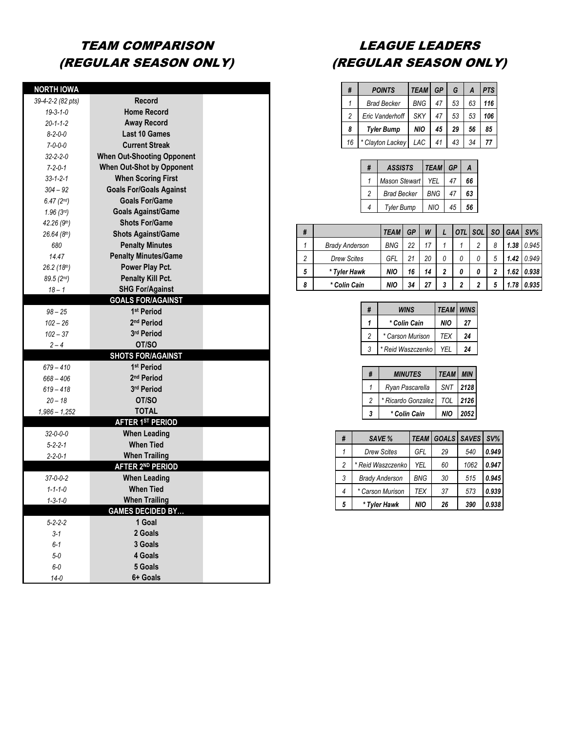# TEAM COMPARISON (REGULAR SEASON ONLY)

| NORTH IOWA | | |
|---|---|---|
| 39-4-2-2 (82 pts) | **Record** | |
| 19-3-1-0 | **Home Record** | |
| 20-1-1-2 | **Away Record** | |
| 8-2-0-0 | **Last 10 Games** | |
| 7-0-0-0 | **Current Streak** | |
| 32-2-2-0 | **When Out-Shooting Opponent** | |
| 7-2-0-1 | **When Out-Shot by Opponent** | |
| 33-1-2-1 | **When Scoring First** | |
| 304 – 92 | **Goals For/Goals Against** | |
| 6.47 (2nd) | **Goals For/Game** | |
| 1.96 (3rd) | **Goals Against/Game** | |
| 42.26 (9th) | **Shots For/Game** | |
| 26.64 (8th) | **Shots Against/Game** | |
| 680 | **Penalty Minutes** | |
| 14.47 | **Penalty Minutes/Game** | |
| 26.2 (18th) | **Power Play Pct.** | |
| 89.5 (2nd) | **Penalty Kill Pct.** | |
| 18 – 1 | **SHG For/Against** | |
| | **GOALS FOR/AGAINST** | |
| 98 – 25 | **1st Period** | |
| 102 – 26 | **2nd Period** | |
| 102 – 37 | **3rd Period** | |
| 2 – 4 | **OT/SO** | |
| | **SHOTS FOR/AGAINST** | |
| 679 – 410 | **1st Period** | |
| 668 – 406 | **2nd Period** | |
| 619 – 418 | **3rd Period** | |
| 20 – 18 | **OT/SO** | |
| 1,986 – 1,252 | **TOTAL** | |
| | **AFTER 1ST PERIOD** | |
| 32-0-0-0 | **When Leading** | |
| 5-2-2-1 | **When Tied** | |
| 2-2-0-1 | **When Trailing** | |
| | **AFTER 2ND PERIOD** | |
| 37-0-0-2 | **When Leading** | |
| 1-1-1-0 | **When Tied** | |
| 1-3-1-0 | **When Trailing** | |
| | **GAMES DECIDED BY…** | |
| 5-2-2-2 | **1 Goal** | |
| 3-1 | **2 Goals** | |
| 6-1 | **3 Goals** | |
| 5-0 | **4 Goals** | |
| 6-0 | **5 Goals** | |
| 14-0 | **6+ Goals** | |

# LEAGUE LEADERS (REGULAR SEASON ONLY)

| # | POINTS | TEAM | GP | G | A | PTS |
|---|---|---|---|---|---|---|
| 1 | Brad Becker | BNG | 47 | 53 | 63 | 116 |
| 2 | Eric Vanderhoff | SKY | 47 | 53 | 53 | 106 |
| 8 | **Tyler Bump** | **NIO** | **45** | **29** | **56** | **85** |
| 16 | * Clayton Lackey | LAC | 41 | 43 | 34 | 77 |

| # | ASSISTS | TEAM | GP | A |
|---|---|---|---|---|
| 1 | Mason Stewart | YEL | 47 | 66 |
| 2 | Brad Becker | BNG | 47 | 63 |
| 4 | Tyler Bump | NIO | 45 | 56 |

| # | | TEAM | GP | W | L | OTL | SOL | SO | GAA | SV% |
|---|---|---|---|---|---|---|---|---|---|---|
| 1 | Brady Anderson | BNG | 22 | 17 | 1 | 1 | 2 | 8 | 1.38 | 0.945 |
| 2 | Drew Scites | GFL | 21 | 20 | 0 | 0 | 0 | 5 | 1.42 | 0.949 |
| 5 | **\* Tyler Hawk** | **NIO** | **16** | **14** | **2** | **0** | **0** | **2** | **1.62** | **0.938** |
| 8 | **\* Colin Cain** | **NIO** | **34** | **27** | **3** | **2** | **2** | **5** | **1.78** | **0.935** |

| # | WINS | TEAM | WINS |
|---|---|---|---|
| 1 | **\* Colin Cain** | **NIO** | **27** |
| 2 | * Carson Murison | TEX | 24 |
| 3 | * Reid Waszczenko | YEL | 24 |

| # | MINUTES | TEAM | MIN |
|---|---|---|---|
| 1 | Ryan Pascarella | SNT | 2128 |
| 2 | * Ricardo Gonzalez | TOL | 2126 |
| 3 | **\* Colin Cain** | **NIO** | **2052** |

| # | SAVE % | TEAM | GOALS | SAVES | SV% |
|---|---|---|---|---|---|
| 1 | Drew Scites | GFL | 29 | 540 | 0.949 |
| 2 | * Reid Waszczenko | YEL | 60 | 1062 | 0.947 |
| 3 | Brady Anderson | BNG | 30 | 515 | 0.945 |
| 4 | * Carson Murison | TEX | 37 | 573 | 0.939 |
| 5 | **\* Tyler Hawk** | **NIO** | **26** | **390** | **0.938** |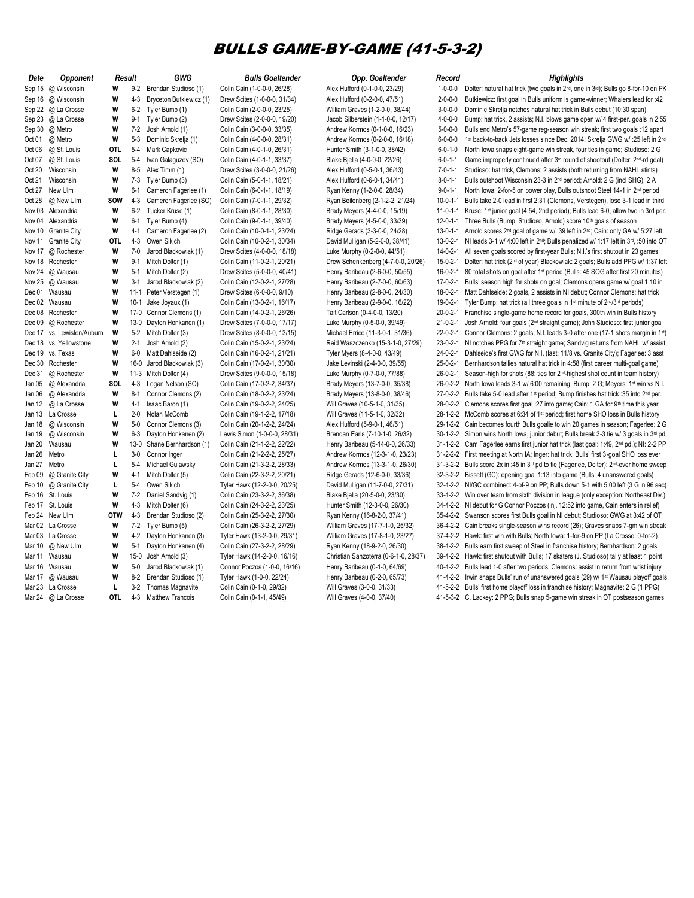# BULLS GAME-BY-GAME (41-5-3-2)

| Date | Opponent | Result | | GWG | Bulls Goaltender | Opp. Goaltender | Record | Highlights |
|---|---|---|---|---|---|---|---|---|
| Sep 15 | @ Wisconsin | W | 9-2 | Brendan Studioso (1) | Colin Cain (1-0-0-0, 26/28) | Alex Hufford (0-1-0-0, 23/29) | 1-0-0-0 | Dolter: natural hat trick (two goals in 2nd, one in 3rd); Bulls go 8-for-10 on PK |
| Sep 16 | @ Wisconsin | W | 4-3 | Bryceton Butkiewicz (1) | Drew Scites (1-0-0-0, 31/34) | Alex Hufford (0-2-0-0, 47/51) | 2-0-0-0 | Butkiewicz: first goal in Bulls uniform is game-winner; Whalers lead for :42 |
| Sep 22 | @ La Crosse | W | 6-2 | Tyler Bump (1) | Colin Cain (2-0-0-0, 23/25) | William Graves (1-2-0-0, 38/44) | 3-0-0-0 | Dominic Skrelja notches natural hat trick in Bulls debut (10:30 span) |
| Sep 23 | @ La Crosse | W | 9-1 | Tyler Bump (2) | Drew Scites (2-0-0-0, 19/20) | Jacob Silberstein (1-1-0-0, 12/17) | 4-0-0-0 | Bump: hat trick, 2 assists; N.I. blows game open w/ 4 first-per. goals in 2:55 |
| Sep 30 | @ Metro | W | 7-2 | Josh Arnold (1) | Colin Cain (3-0-0-0, 33/35) | Andrew Kormos (0-1-0-0, 16/23) | 5-0-0-0 | Bulls end Metro's 57-game reg-season win streak; first two goals :12 apart |
| Oct 01 | @ Metro | W | 5-3 | Dominic Skrelja (1) | Colin Cain (4-0-0-0, 28/31) | Andrew Kormos (0-2-0-0, 16/18) | 6-0-0-0 | 1st back-to-back Jets losses since Dec. 2014; Skrelja GWG w/ :25 left in 2nd |
| Oct 06 | @ St. Louis | OTL | 5-4 | Mark Capkovic | Colin Cain (4-0-1-0, 26/31) | Hunter Smith (3-1-0-0, 38/42) | 6-0-1-0 | North Iowa snaps eight-game win streak, four ties in game; Studioso: 2 G |
| Oct 07 | @ St. Louis | SOL | 5-4 | Ivan Galaguzov (SO) | Colin Cain (4-0-1-1, 33/37) | Blake Bjella (4-0-0-0, 22/26) | 6-0-1-1 | Game improperly continued after 3rd round of shootout (Dolter: 2nd-rd goal) |
| Oct 20 | Wisconsin | W | 8-5 | Alex Timm (1) | Drew Scites (3-0-0-0, 21/26) | Alex Hufford (0-5-0-1, 36/43) | 7-0-1-1 | Studioso: hat trick, Clemons: 2 assists (both returning from NAHL stints) |
| Oct 21 | Wisconsin | W | 7-3 | Tyler Bump (3) | Colin Cain (5-0-1-1, 18/21) | Alex Hufford (0-6-0-1, 34/41) | 8-0-1-1 | Bulls outshoot Wisconsin 23-3 in 2nd period; Arnold: 2 G (incl SHG), 2 A |
| Oct 27 | New Ulm | W | 6-1 | Cameron Fagerlee (1) | Colin Cain (6-0-1-1, 18/19) | Ryan Kenny (1-2-0-0, 28/34) | 9-0-1-1 | North Iowa: 2-for-5 on power play, Bulls outshoot Steel 14-1 in 2nd period |
| Oct 28 | @ New Ulm | SOW | 4-3 | Cameron Fagerlee (SO) | Colin Cain (7-0-1-1, 29/32) | Ryan Beilenberg (2-1-2-2, 21/24) | 10-0-1-1 | Bulls take 2-0 lead in first 2:31 (Clemons, Verstegen), lose 3-1 lead in third |
| Nov 03 | Alexandria | W | 6-2 | Tucker Kruse (1) | Colin Cain (8-0-1-1, 28/30) | Brady Meyers (4-4-0-0, 15/19) | 11-0-1-1 | Kruse: 1st junior goal (4:54, 2nd period); Bulls lead 6-0, allow two in 3rd per. |
| Nov 04 | Alexandria | W | 6-1 | Tyler Bump (4) | Colin Cain (9-0-1-1, 39/40) | Brady Meyers (4-5-0-0, 33/39) | 12-0-1-1 | Three Bulls (Bump, Studioso, Arnold) score 10th goals of season |
| Nov 10 | Granite City | W | 4-1 | Cameron Fagerlee (2) | Colin Cain (10-0-1-1, 23/24) | Ridge Gerads (3-3-0-0, 24/28) | 13-0-1-1 | Arnold scores 2nd goal of game w/ :39 left in 2nd; Cain: only GA w/ 5:27 left |
| Nov 11 | Granite City | OTL | 4-3 | Owen Sikich | Colin Cain (10-0-2-1, 30/34) | David Mulligan (5-2-0-0, 38/41) | 13-0-2-1 | NI leads 3-1 w/ 4:00 left in 2nd; Bulls penalized w/ 1:17 left in 3rd, :50 into OT |
| Nov 17 | @ Rochester | W | 7-0 | Jarod Blackowiak (1) | Drew Scites (4-0-0-0, 18/18) | Luke Murphy (0-2-0-0, 44/51) | 14-0-2-1 | All seven goals scored by first-year Bulls; N.I.'s first shutout in 23 games |
| Nov 18 | Rochester | W | 9-1 | Mitch Dolter (1) | Colin Cain (11-0-2-1, 20/21) | Drew Schenkenberg (4-7-0-0, 20/26) | 15-0-2-1 | Dolter: hat trick (2nd of year) Blackowiak: 2 goals; Bulls add PPG w/ 1:37 left |
| Nov 24 | @ Wausau | W | 5-1 | Mitch Dolter (2) | Drew Scites (5-0-0-0, 40/41) | Henry Baribeau (2-6-0-0, 50/55) | 16-0-2-1 | 80 total shots on goal after 1st period (Bulls: 45 SOG after first 20 minutes) |
| Nov 25 | @ Wausau | W | 3-1 | Jarod Blackowiak (2) | Colin Cain (12-0-2-1, 27/28) | Henry Baribeau (2-7-0-0, 60/63) | 17-0-2-1 | Bulls' season high for shots on goal; Clemons opens game w/ goal 1:10 in |
| Dec 01 | Wausau | W | 11-1 | Peter Verstegen (1) | Drew Scites (6-0-0-0, 9/10) | Henry Baribeau (2-8-0-0, 24/30) | 18-0-2-1 | Matt Dahlseide: 2 goals, 2 assists in NI debut; Connor Clemons: hat trick |
| Dec 02 | Wausau | W | 10-1 | Jake Joyaux (1) | Colin Cain (13-0-2-1, 16/17) | Henry Baribeau (2-9-0-0, 16/22) | 19-0-2-1 | Tyler Bump: hat trick (all three goals in 1st minute of 2nd/3rd periods) |
| Dec 08 | Rochester | W | 17-0 | Connor Clemons (1) | Colin Cain (14-0-2-1, 26/26) | Tait Carlson (0-4-0-0, 13/20) | 20-0-2-1 | Franchise single-game home record for goals, 300th win in Bulls history |
| Dec 09 | @ Rochester | W | 13-0 | Dayton Honkanen (1) | Drew Scites (7-0-0-0, 17/17) | Luke Murphy (0-5-0-0, 39/49) | 21-0-2-1 | Josh Arnold: four goals (2nd straight game); John Studioso: first junior goal |
| Dec 17 | vs. Lewiston/Auburn | W | 5-2 | Mitch Dolter (3) | Drew Scites (8-0-0-0, 13/15) | Michael Errico (11-3-0-1, 31/36) | 22-0-2-1 | Connor Clemons: 2 goals; N.I. leads 3-0 after one (17-1 shots margin in 1st) |
| Dec 18 | vs. Yellowstone | W | 2-1 | Josh Arnold (2) | Colin Cain (15-0-2-1, 23/24) | Reid Waszczenko (15-3-1-0, 27/29) | 23-0-2-1 | NI notches PPG for 7th straight game; Sandvig returns from NAHL w/ assist |
| Dec 19 | vs. Texas | W | 6-0 | Matt Dahlseide (2) | Colin Cain (16-0-2-1, 21/21) | Tyler Myers (8-4-0-0, 43/49) | 24-0-2-1 | Dahlseide's first GWG for N.I. (last: 11/8 vs. Granite City); Fagerlee: 3 assist |
| Dec 30 | Rochester | W | 16-0 | Jarod Blackowiak (3) | Colin Cain (17-0-2-1, 30/30) | Jake Levinski (2-4-0-0, 39/55) | 25-0-2-1 | Bernhardson tallies natural hat trick in 4:58 (first career multi-goal game) |
| Dec 31 | @ Rochester | W | 11-3 | Mitch Dolter (4) | Drew Scites (9-0-0-0, 15/18) | Luke Murphy (0-7-0-0, 77/88) | 26-0-2-1 | Season-high for shots (88; ties for 2nd-highest shot count in team history) |
| Jan 05 | @ Alexandria | SOL | 4-3 | Logan Nelson (SO) | Colin Cain (17-0-2-2, 34/37) | Brady Meyers (13-7-0-0, 35/38) | 26-0-2-2 | North Iowa leads 3-1 w/ 6:00 remaining; Bump: 2 G; Meyers: 1st win vs N.I. |
| Jan 06 | @ Alexandria | W | 8-1 | Connor Clemons (2) | Colin Cain (18-0-2-2, 23/24) | Brady Meyers (13-8-0-0, 38/46) | 27-0-2-2 | Bulls take 5-0 lead after 1st period; Bump finishes hat trick :35 into 2nd per. |
| Jan 12 | @ La Crosse | W | 4-1 | Isaac Baron (1) | Colin Cain (19-0-2-2, 24/25) | Will Graves (10-5-1-0, 31/35) | 28-0-2-2 | Clemons scores first goal :27 into game; Cain: 1 GA for 9th time this year |
| Jan 13 | La Crosse | L | 2-0 | Nolan McComb | Colin Cain (19-1-2-2, 17/18) | Will Graves (11-5-1-0, 32/32) | 28-1-2-2 | McComb scores at 6:34 of 1st period; first home SHO loss in Bulls history |
| Jan 18 | @ Wisconsin | W | 5-0 | Connor Clemons (3) | Colin Cain (20-1-2-2, 24/24) | Alex Hufford (5-9-0-1, 46/51) | 29-1-2-2 | Cain becomes fourth Bulls goalie to win 20 games in season; Fagerlee: 2 G |
| Jan 19 | @ Wisconsin | W | 6-3 | Dayton Honkanen (2) | Lewis Simon (1-0-0-0, 28/31) | Brendan Earls (7-10-1-0, 26/32) | 30-1-2-2 | Simon wins North Iowa, junior debut; Bulls break 3-3 tie w/ 3 goals in 3rd pd. |
| Jan 20 | Wausau | W | 13-0 | Shane Bernhardson (1) | Colin Cain (21-1-2-2, 22/22) | Henry Baribeau (5-14-0-0, 26/33) | 31-1-2-2 | Cam Fagerlee earns first junior hat trick (last goal: 1:49, 2nd pd.); NI: 2-2 PP |
| Jan 26 | Metro | L | 3-0 | Connor Inger | Colin Cain (21-2-2-2, 25/27) | Andrew Kormos (12-3-1-0, 23/23) | 31-2-2-2 | First meeting at North IA; Inger: hat trick; Bulls' first 3-goal SHO loss ever |
| Jan 27 | Metro | L | 5-4 | Michael Gulawsky | Colin Cain (21-3-2-2, 28/33) | Andrew Kormos (13-3-1-0, 26/30) | 31-3-2-2 | Bulls score 2x in :45 in 3rd pd to tie (Fagerlee, Dolter); 2nd-ever home sweep |
| Feb 09 | @ Granite City | W | 4-1 | Mitch Dolter (5) | Colin Cain (22-3-2-2, 20/21) | Ridge Gerads (12-6-0-0, 33/36) | 32-3-2-2 | Bissett (GC): opening goal 1:13 into game (Bulls: 4 unanswered goals) |
| Feb 10 | @ Granite City | L | 5-4 | Owen Sikich | Tyler Hawk (12-2-0-0, 20/25) | David Mulligan (11-7-0-0, 27/31) | 32-4-2-2 | NI/GC combined: 4-of-9 on PP; Bulls down 5-1 with 5:00 left (3 G in 96 sec) |
| Feb 16 | St. Louis | W | 7-2 | Daniel Sandvig (1) | Colin Cain (23-3-2-2, 36/38) | Blake Bjella (20-5-0-0, 23/30) | 33-4-2-2 | Win over team from sixth division in league (only exception: Northeast Div.) |
| Feb 17 | St. Louis | W | 4-3 | Mitch Dolter (6) | Colin Cain (24-3-2-2, 23/25) | Hunter Smith (12-3-0-0, 26/30) | 34-4-2-2 | NI debut for G Connor Poczos (inj. 12:52 into game, Cain enters in relief) |
| Feb 24 | New Ulm | OTW | 4-3 | Brendan Studioso (2) | Colin Cain (25-3-2-2, 27/30) | Ryan Kenny (16-8-2-0, 37/41) | 35-4-2-2 | Swanson scores first Bulls goal in NI debut; Studioso: GWG at 3:42 of OT |
| Mar 02 | La Crosse | W | 7-2 | Tyler Bump (5) | Colin Cain (26-3-2-2, 27/29) | William Graves (17-7-1-0, 25/32) | 36-4-2-2 | Cain breaks single-season wins record (26); Graves snaps 7-gm win streak |
| Mar 03 | La Crosse | W | 4-2 | Dayton Honkanen (3) | Tyler Hawk (13-2-0-0, 29/31) | William Graves (17-8-1-0, 23/27) | 37-4-2-2 | Hawk: first win with Bulls; North Iowa: 1-for-9 on PP (La Crosse: 0-for-2) |
| Mar 10 | @ New Ulm | W | 5-1 | Dayton Honkanen (4) | Colin Cain (27-3-2-2, 28/29) | Ryan Kenny (18-9-2-0, 26/30) | 38-4-2-2 | Bulls earn first sweep of Steel in franchise history; Bernhardson: 2 goals |
| Mar 11 | Wausau | W | 15-0 | Josh Arnold (3) | Tyler Hawk (14-2-0-0, 16/16) | Christian Sanzoterra (0-6-1-0, 28/37) | 39-4-2-2 | Hawk: first shutout with Bulls; 17 skaters (J. Studioso) tally at least 1 point |
| Mar 16 | Wausau | W | 5-0 | Jarod Blackowiak (1) | Connor Poczos (1-0-0, 16/16) | Henry Baribeau (0-1-0, 64/69) | 40-4-2-2 | Bulls lead 1-0 after two periods; Clemons: assist in return from wrist injury |
| Mar 17 | @ Wausau | W | 8-2 | Brendan Studioso (1) | Tyler Hawk (1-0-0, 22/24) | Henry Baribeau (0-2-0, 65/73) | 41-4-2-2 | Irwin snaps Bulls' run of unanswered goals (29) w/ 1st Wausau playoff goals |
| Mar 23 | La Crosse | L | 3-2 | Thomas Magnavite | Colin Cain (0-1-0, 29/32) | Will Graves (3-0-0, 31/33) | 41-5-2-2 | Bulls' first home playoff loss in franchise history; Magnavite: 2 G (1 PPG) |
| Mar 24 | @ La Crosse | OTL | 4-3 | Matthew Francois | Colin Cain (0-1-1, 45/49) | Will Graves (4-0-0, 37/40) | 41-5-3-2 | C. Lackey: 2 PPG; Bulls snap 5-game win streak in OT postseason games |